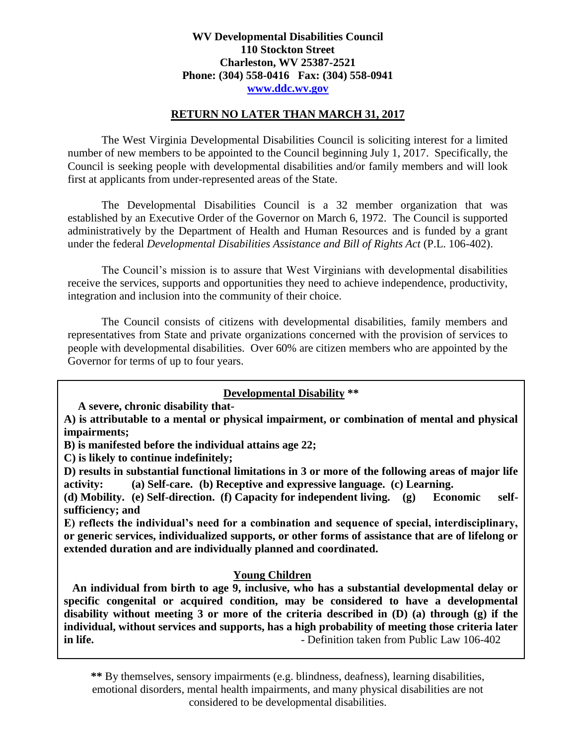**WV Developmental Disabilities Council**
**110 Stockton Street**
**Charleston, WV 25387-2521**
**Phone: (304) 558-0416 Fax: (304) 558-0941**
**www.ddc.wv.gov**

**RETURN NO LATER THAN MARCH 31, 2017**

The West Virginia Developmental Disabilities Council is soliciting interest for a limited number of new members to be appointed to the Council beginning July 1, 2017. Specifically, the Council is seeking people with developmental disabilities and/or family members and will look first at applicants from under-represented areas of the State.

The Developmental Disabilities Council is a 32 member organization that was established by an Executive Order of the Governor on March 6, 1972. The Council is supported administratively by the Department of Health and Human Resources and is funded by a grant under the federal *Developmental Disabilities Assistance and Bill of Rights Act* (P.L. 106-402).

The Council's mission is to assure that West Virginians with developmental disabilities receive the services, supports and opportunities they need to achieve independence, productivity, integration and inclusion into the community of their choice.

The Council consists of citizens with developmental disabilities, family members and representatives from State and private organizations concerned with the provision of services to people with developmental disabilities. Over 60% are citizen members who are appointed by the Governor for terms of up to four years.

**Developmental Disability \*\***

**A severe, chronic disability that-**

**A) is attributable to a mental or physical impairment, or combination of mental and physical impairments;**

**B) is manifested before the individual attains age 22;**

**C) is likely to continue indefinitely;**

**D) results in substantial functional limitations in 3 or more of the following areas of major life activity: (a) Self-care. (b) Receptive and expressive language. (c) Learning. (d) Mobility. (e) Self-direction. (f) Capacity for independent living. (g) Economic self-sufficiency; and**

**E) reflects the individual's need for a combination and sequence of special, interdisciplinary, or generic services, individualized supports, or other forms of assistance that are of lifelong or extended duration and are individually planned and coordinated.**

**Young Children**

**An individual from birth to age 9, inclusive, who has a substantial developmental delay or specific congenital or acquired condition, may be considered to have a developmental disability without meeting 3 or more of the criteria described in (D) (a) through (g) if the individual, without services and supports, has a high probability of meeting those criteria later in life.** - Definition taken from Public Law 106-402

**\*\*** By themselves, sensory impairments (e.g. blindness, deafness), learning disabilities, emotional disorders, mental health impairments, and many physical disabilities are not considered to be developmental disabilities.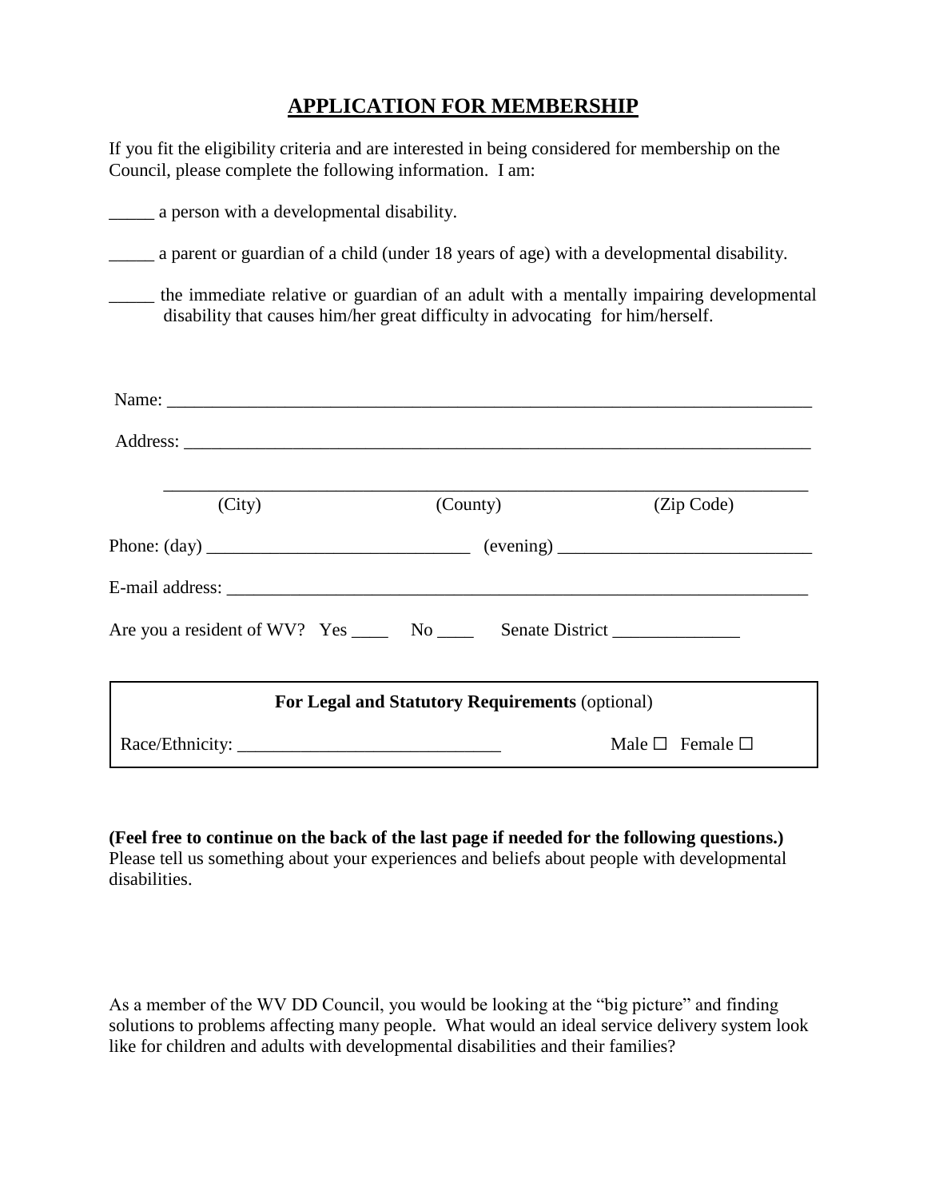# APPLICATION FOR MEMBERSHIP

If you fit the eligibility criteria and are interested in being considered for membership on the Council, please complete the following information. I am:

_____ a person with a developmental disability.

_____ a parent or guardian of a child (under 18 years of age) with a developmental disability.

_____ the immediate relative or guardian of an adult with a mentally impairing developmental disability that causes him/her great difficulty in advocating for him/herself.

Name: ___________________________________________________________________________

Address: _________________________________________________________________________

_________________________________________________________________________

(City) (County) (Zip Code)

Phone: (day) _____________________________ (evening) ____________________________

E-mail address: ____________________________________________________________________

Are you a resident of WV? Yes ____ No ____ Senate District ______________

| For Legal and Statutory Requirements (optional) | |
|---|---|
| Race/Ethnicity: _____________________________ | Male ☐ Female ☐ |

**(Feel free to continue on the back of the last page if needed for the following questions.)**
Please tell us something about your experiences and beliefs about people with developmental disabilities.

As a member of the WV DD Council, you would be looking at the "big picture" and finding solutions to problems affecting many people. What would an ideal service delivery system look like for children and adults with developmental disabilities and their families?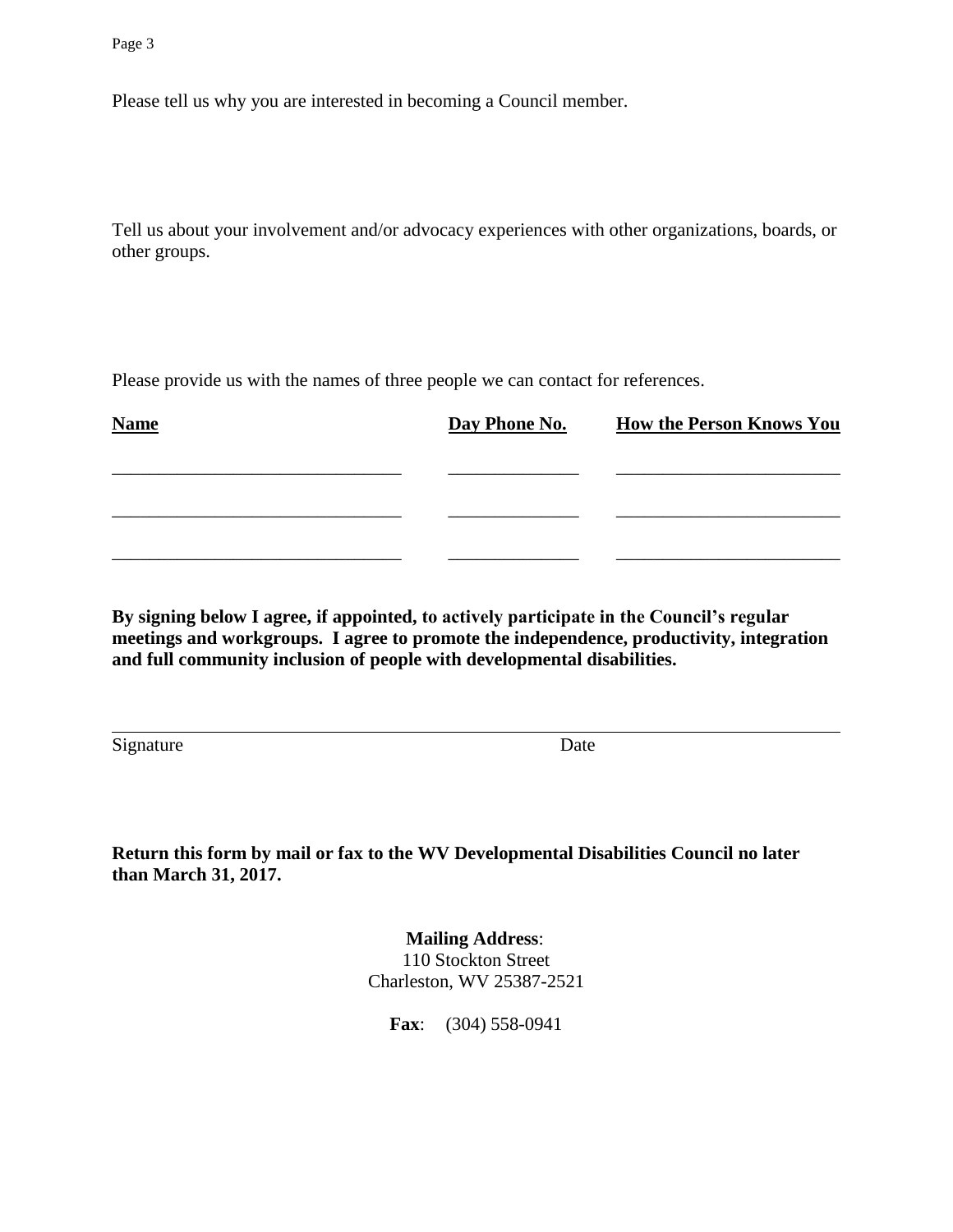Please tell us why you are interested in becoming a Council member.

Tell us about your involvement and/or advocacy experiences with other organizations, boards, or other groups.

Please provide us with the names of three people we can contact for references.

| **Name** | **Day Phone No.** | **How the Person Knows You** |
|---|---|---|
| | | |
| | | |
| | | |

**By signing below I agree, if appointed, to actively participate in the Council's regular meetings and workgroups. I agree to promote the independence, productivity, integration and full community inclusion of people with developmental disabilities.**

Signature Date

**Return this form by mail or fax to the WV Developmental Disabilities Council no later than March 31, 2017.**

**Mailing Address**:
110 Stockton Street
Charleston, WV 25387-2521

**Fax**: (304) 558-0941